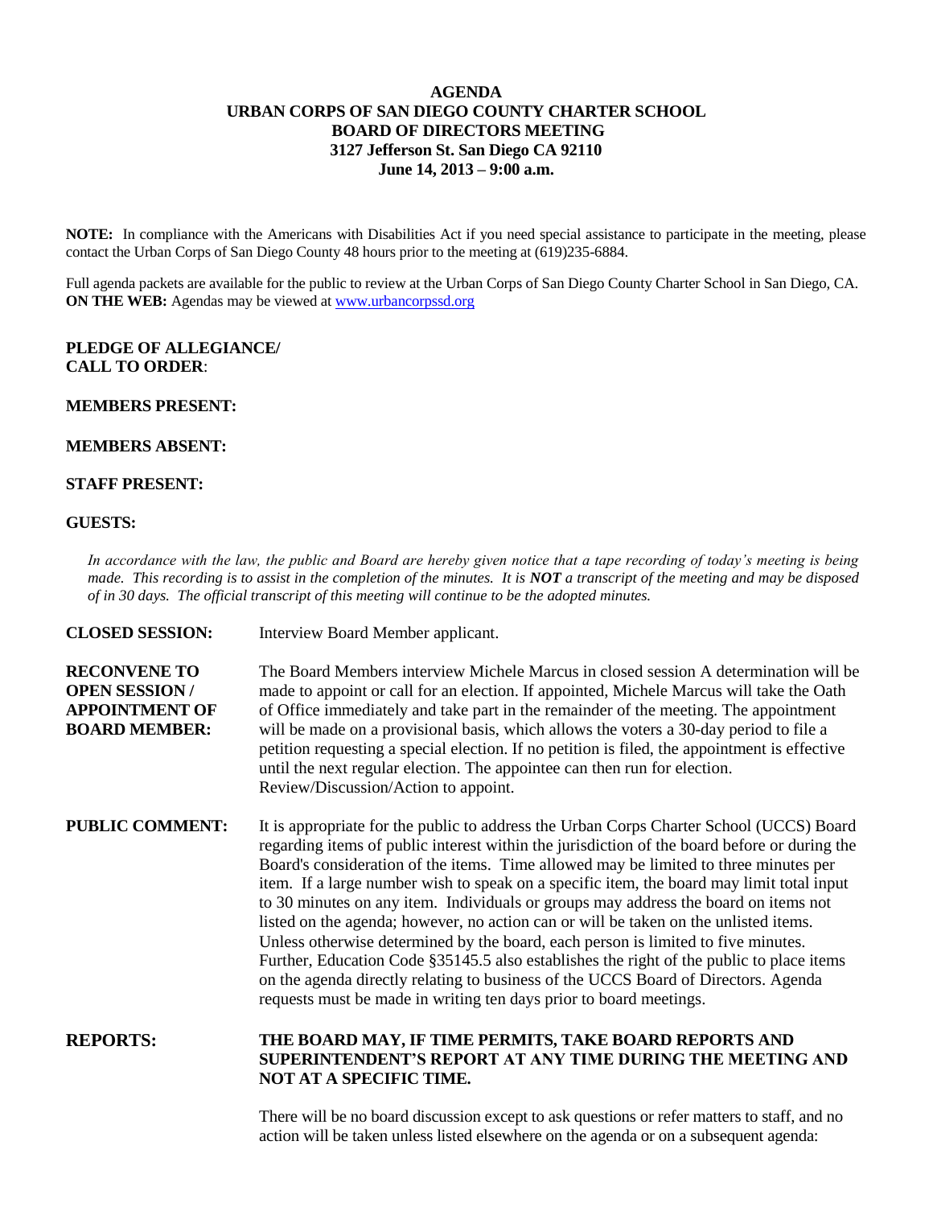# AGENDA
# URBAN CORPS OF SAN DIEGO COUNTY CHARTER SCHOOL
# BOARD OF DIRECTORS MEETING
## 3127 Jefferson St. San Diego CA 92110
## June 14, 2013 – 9:00 a.m.

**NOTE:** In compliance with the Americans with Disabilities Act if you need special assistance to participate in the meeting, please contact the Urban Corps of San Diego County 48 hours prior to the meeting at (619)235-6884.

Full agenda packets are available for the public to review at the Urban Corps of San Diego County Charter School in San Diego, CA. **ON THE WEB:** Agendas may be viewed at www.urbancorpssd.org

**PLEDGE OF ALLEGIANCE/ CALL TO ORDER**:

**MEMBERS PRESENT:**

**MEMBERS ABSENT:**

**STAFF PRESENT:**

**GUESTS:**

*In accordance with the law, the public and Board are hereby given notice that a tape recording of today's meeting is being made. This recording is to assist in the completion of the minutes. It is **NOT** a transcript of the meeting and may be disposed of in 30 days. The official transcript of this meeting will continue to be the adopted minutes.*

**CLOSED SESSION:** Interview Board Member applicant.

**RECONVENE TO OPEN SESSION / APPOINTMENT OF BOARD MEMBER:** The Board Members interview Michele Marcus in closed session A determination will be made to appoint or call for an election. If appointed, Michele Marcus will take the Oath of Office immediately and take part in the remainder of the meeting. The appointment will be made on a provisional basis, which allows the voters a 30-day period to file a petition requesting a special election. If no petition is filed, the appointment is effective until the next regular election. The appointee can then run for election. Review/Discussion/Action to appoint.

**PUBLIC COMMENT:** It is appropriate for the public to address the Urban Corps Charter School (UCCS) Board regarding items of public interest within the jurisdiction of the board before or during the Board's consideration of the items. Time allowed may be limited to three minutes per item. If a large number wish to speak on a specific item, the board may limit total input to 30 minutes on any item. Individuals or groups may address the board on items not listed on the agenda; however, no action can or will be taken on the unlisted items. Unless otherwise determined by the board, each person is limited to five minutes. Further, Education Code §35145.5 also establishes the right of the public to place items on the agenda directly relating to business of the UCCS Board of Directors. Agenda requests must be made in writing ten days prior to board meetings.

**REPORTS:** **THE BOARD MAY, IF TIME PERMITS, TAKE BOARD REPORTS AND SUPERINTENDENT'S REPORT AT ANY TIME DURING THE MEETING AND NOT AT A SPECIFIC TIME.**

There will be no board discussion except to ask questions or refer matters to staff, and no action will be taken unless listed elsewhere on the agenda or on a subsequent agenda: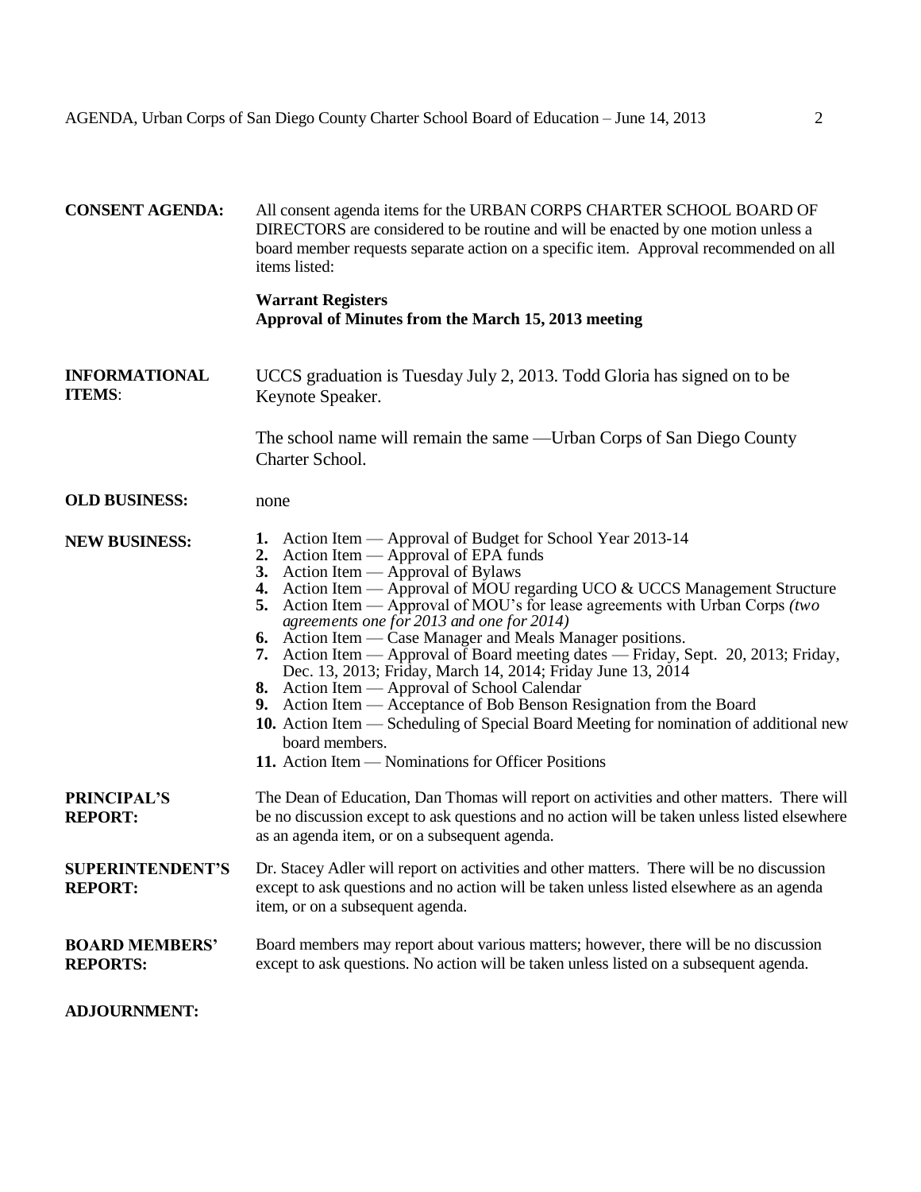**CONSENT AGENDA:** All consent agenda items for the URBAN CORPS CHARTER SCHOOL BOARD OF DIRECTORS are considered to be routine and will be enacted by one motion unless a board member requests separate action on a specific item. Approval recommended on all items listed:

**Warrant Registers**
**Approval of Minutes from the March 15, 2013 meeting**

**INFORMATIONAL ITEMS:** UCCS graduation is Tuesday July 2, 2013. Todd Gloria has signed on to be Keynote Speaker.

The school name will remain the same —Urban Corps of San Diego County Charter School.

**OLD BUSINESS:** none

**NEW BUSINESS:**

1. Action Item — Approval of Budget for School Year 2013-14
2. Action Item — Approval of EPA funds
3. Action Item — Approval of Bylaws
4. Action Item — Approval of MOU regarding UCO & UCCS Management Structure
5. Action Item — Approval of MOU's for lease agreements with Urban Corps *(two agreements one for 2013 and one for 2014)*
6. Action Item — Case Manager and Meals Manager positions.
7. Action Item — Approval of Board meeting dates — Friday, Sept. 20, 2013; Friday, Dec. 13, 2013; Friday, March 14, 2014; Friday June 13, 2014
8. Action Item — Approval of School Calendar
9. Action Item — Acceptance of Bob Benson Resignation from the Board
10. Action Item — Scheduling of Special Board Meeting for nomination of additional new board members.
11. Action Item — Nominations for Officer Positions

**PRINCIPAL'S REPORT:** The Dean of Education, Dan Thomas will report on activities and other matters. There will be no discussion except to ask questions and no action will be taken unless listed elsewhere as an agenda item, or on a subsequent agenda.

**SUPERINTENDENT'S REPORT:** Dr. Stacey Adler will report on activities and other matters. There will be no discussion except to ask questions and no action will be taken unless listed elsewhere as an agenda item, or on a subsequent agenda.

**BOARD MEMBERS' REPORTS:** Board members may report about various matters; however, there will be no discussion except to ask questions. No action will be taken unless listed on a subsequent agenda.

**ADJOURNMENT:**